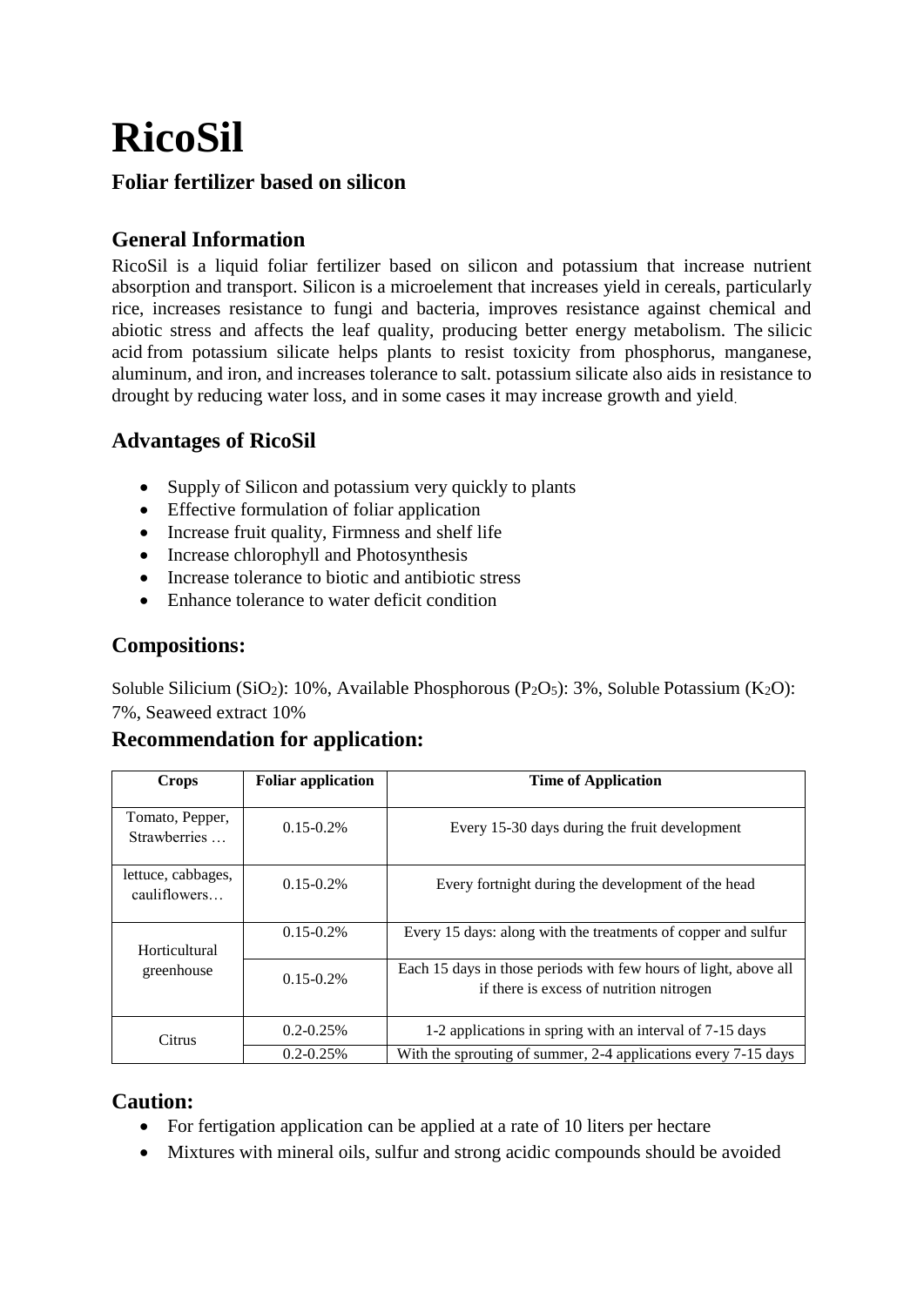# RicoSil

### Foliar fertilizer based on silicon

## General Information

RicoSil is a liquid foliar fertilizer based on silicon and potassium that increase nutrient absorption and transport. Silicon is a microelement that increases yield in cereals, particularly rice, increases resistance to fungi and bacteria, improves resistance against chemical and abiotic stress and affects the leaf quality, producing better energy metabolism. The silicic acid from potassium silicate helps plants to resist toxicity from phosphorus, manganese, aluminum, and iron, and increases tolerance to salt. potassium silicate also aids in resistance to drought by reducing water loss, and in some cases it may increase growth and yield.

## Advantages of RicoSil

- Supply of Silicon and potassium very quickly to plants
- Effective formulation of foliar application
- Increase fruit quality, Firmness and shelf life
- Increase chlorophyll and Photosynthesis
- Increase tolerance to biotic and antibiotic stress
- Enhance tolerance to water deficit condition

## Compositions:

Soluble Silicium ($SiO_2$): 10%, Available Phosphorous ($P_2O_5$): 3%, Soluble Potassium ($K_2O$): 7%, Seaweed extract 10%

## Recommendation for application:

| Crops | Foliar application | Time of Application |
|---|---|---|
| Tomato, Pepper, Strawberries … | 0.15-0.2% | Every 15-30 days during the fruit development |
| lettuce, cabbages, cauliflowers… | 0.15-0.2% | Every fortnight during the development of the head |
| Horticultural greenhouse | 0.15-0.2% | Every 15 days: along with the treatments of copper and sulfur |
| | 0.15-0.2% | Each 15 days in those periods with few hours of light, above all if there is excess of nutrition nitrogen |
| Citrus | 0.2-0.25% | 1-2 applications in spring with an interval of 7-15 days |
| | 0.2-0.25% | With the sprouting of summer, 2-4 applications every 7-15 days |

## Caution:

- For fertigation application can be applied at a rate of 10 liters per hectare
- Mixtures with mineral oils, sulfur and strong acidic compounds should be avoided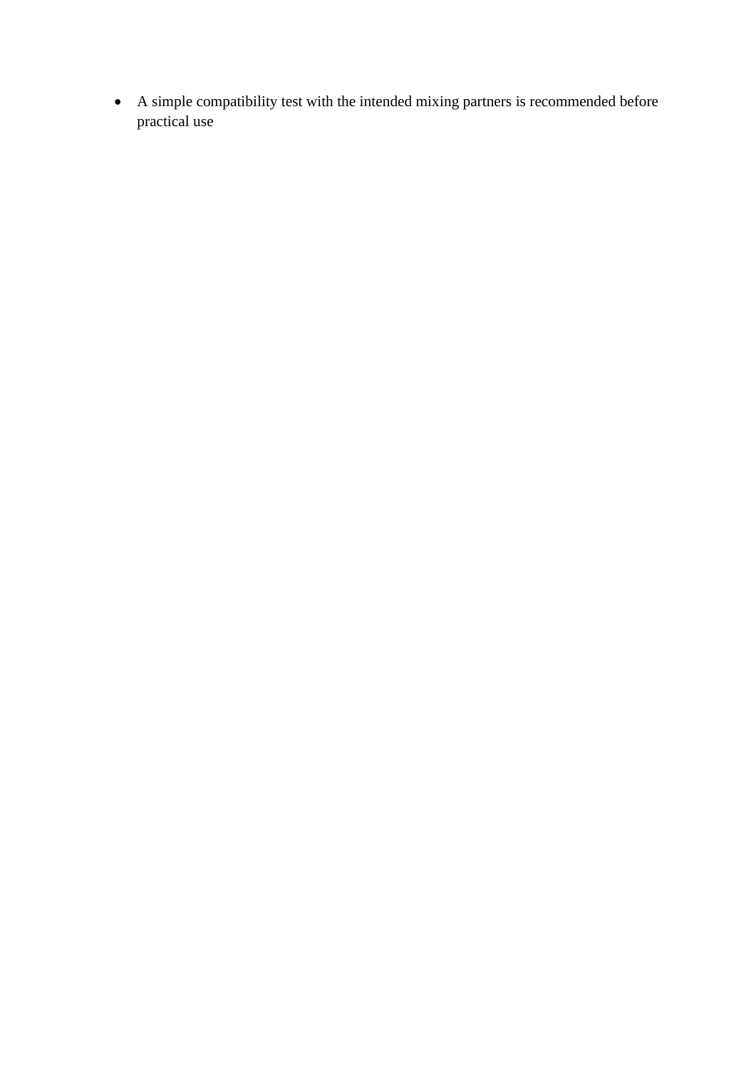- A simple compatibility test with the intended mixing partners is recommended before practical use